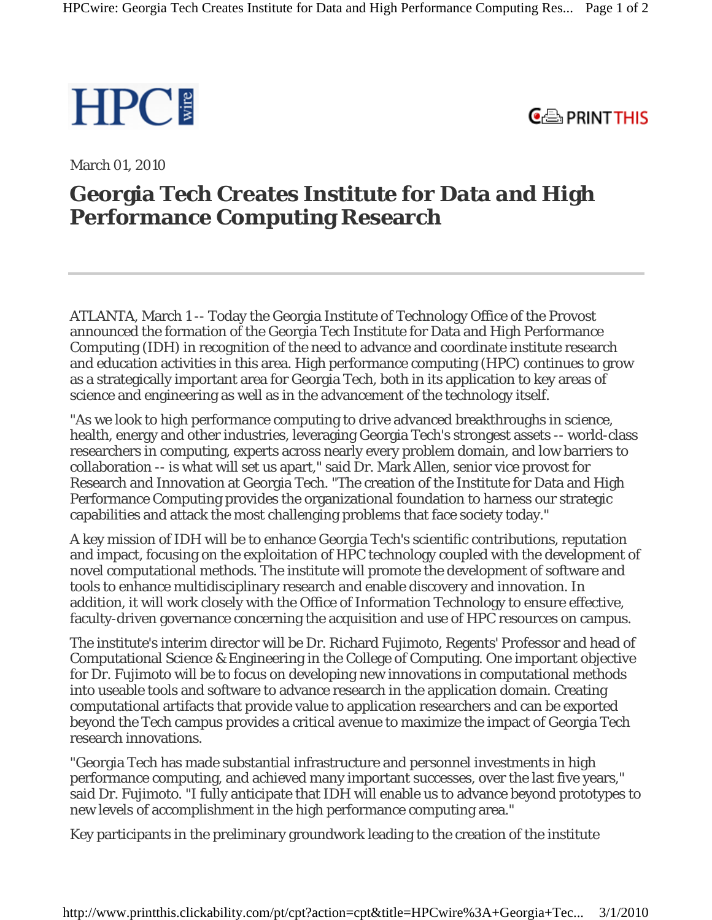HPCwire

PRINTTHIS

March 01, 2010

# Georgia Tech Creates Institute for Data and High Performance Computing Research

ATLANTA, March 1 -- Today the Georgia Institute of Technology Office of the Provost announced the formation of the Georgia Tech Institute for Data and High Performance Computing (IDH) in recognition of the need to advance and coordinate institute research and education activities in this area. High performance computing (HPC) continues to grow as a strategically important area for Georgia Tech, both in its application to key areas of science and engineering as well as in the advancement of the technology itself.

"As we look to high performance computing to drive advanced breakthroughs in science, health, energy and other industries, leveraging Georgia Tech's strongest assets -- world-class researchers in computing, experts across nearly every problem domain, and low barriers to collaboration -- is what will set us apart," said Dr. Mark Allen, senior vice provost for Research and Innovation at Georgia Tech. "The creation of the Institute for Data and High Performance Computing provides the organizational foundation to harness our strategic capabilities and attack the most challenging problems that face society today."

A key mission of IDH will be to enhance Georgia Tech's scientific contributions, reputation and impact, focusing on the exploitation of HPC technology coupled with the development of novel computational methods. The institute will promote the development of software and tools to enhance multidisciplinary research and enable discovery and innovation. In addition, it will work closely with the Office of Information Technology to ensure effective, faculty-driven governance concerning the acquisition and use of HPC resources on campus.

The institute's interim director will be Dr. Richard Fujimoto, Regents' Professor and head of Computational Science & Engineering in the College of Computing. One important objective for Dr. Fujimoto will be to focus on developing new innovations in computational methods into useable tools and software to advance research in the application domain. Creating computational artifacts that provide value to application researchers and can be exported beyond the Tech campus provides a critical avenue to maximize the impact of Georgia Tech research innovations.

"Georgia Tech has made substantial infrastructure and personnel investments in high performance computing, and achieved many important successes, over the last five years," said Dr. Fujimoto. "I fully anticipate that IDH will enable us to advance beyond prototypes to new levels of accomplishment in the high performance computing area."

Key participants in the preliminary groundwork leading to the creation of the institute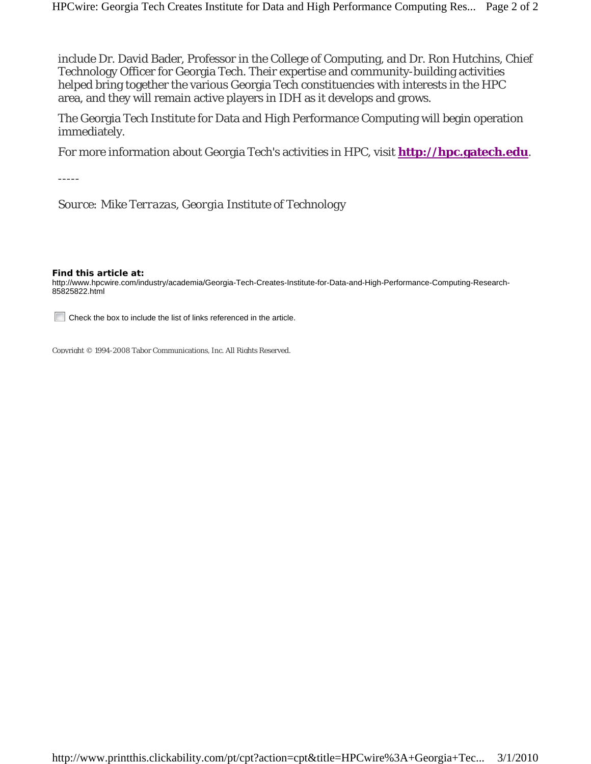include Dr. David Bader, Professor in the College of Computing, and Dr. Ron Hutchins, Chief Technology Officer for Georgia Tech. Their expertise and community-building activities helped bring together the various Georgia Tech constituencies with interests in the HPC area, and they will remain active players in IDH as it develops and grows.

The Georgia Tech Institute for Data and High Performance Computing will begin operation immediately.

For more information about Georgia Tech's activities in HPC, visit **http://hpc.gatech.edu**.

-----

*Source: Mike Terrazas, Georgia Institute of Technology*

**Find this article at:**
http://www.hpcwire.com/industry/academia/Georgia-Tech-Creates-Institute-for-Data-and-High-Performance-Computing-Research-85825822.html

Check the box to include the list of links referenced in the article.

Copyright © 1994-2008 Tabor Communications, Inc. All Rights Reserved.